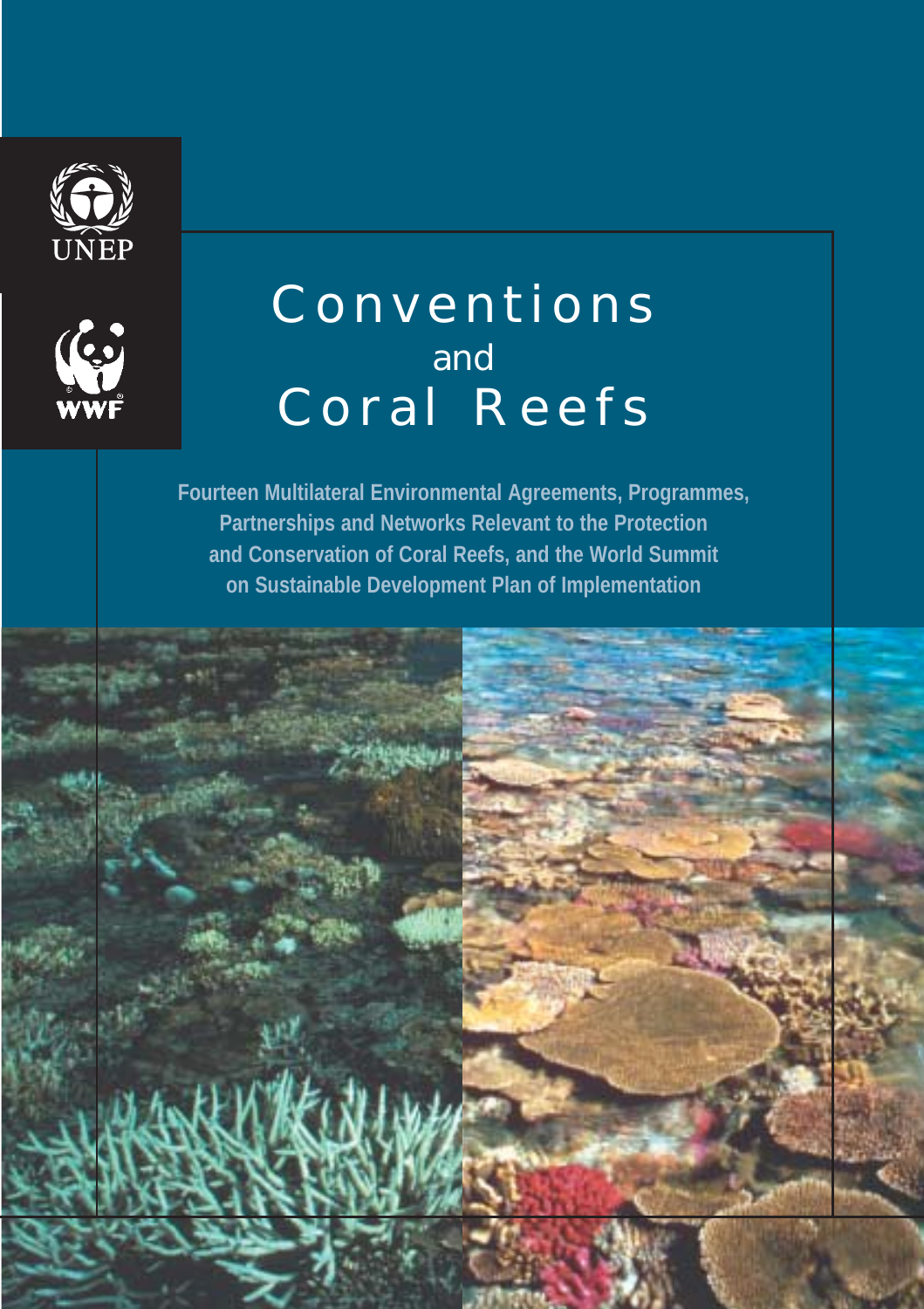UNEP

WWF

# Conventions and Coral Reefs

**Fourteen Multilateral Environmental Agreements, Programmes, Partnerships and Networks Relevant to the Protection and Conservation of Coral Reefs, and the World Summit on Sustainable Development Plan of Implementation**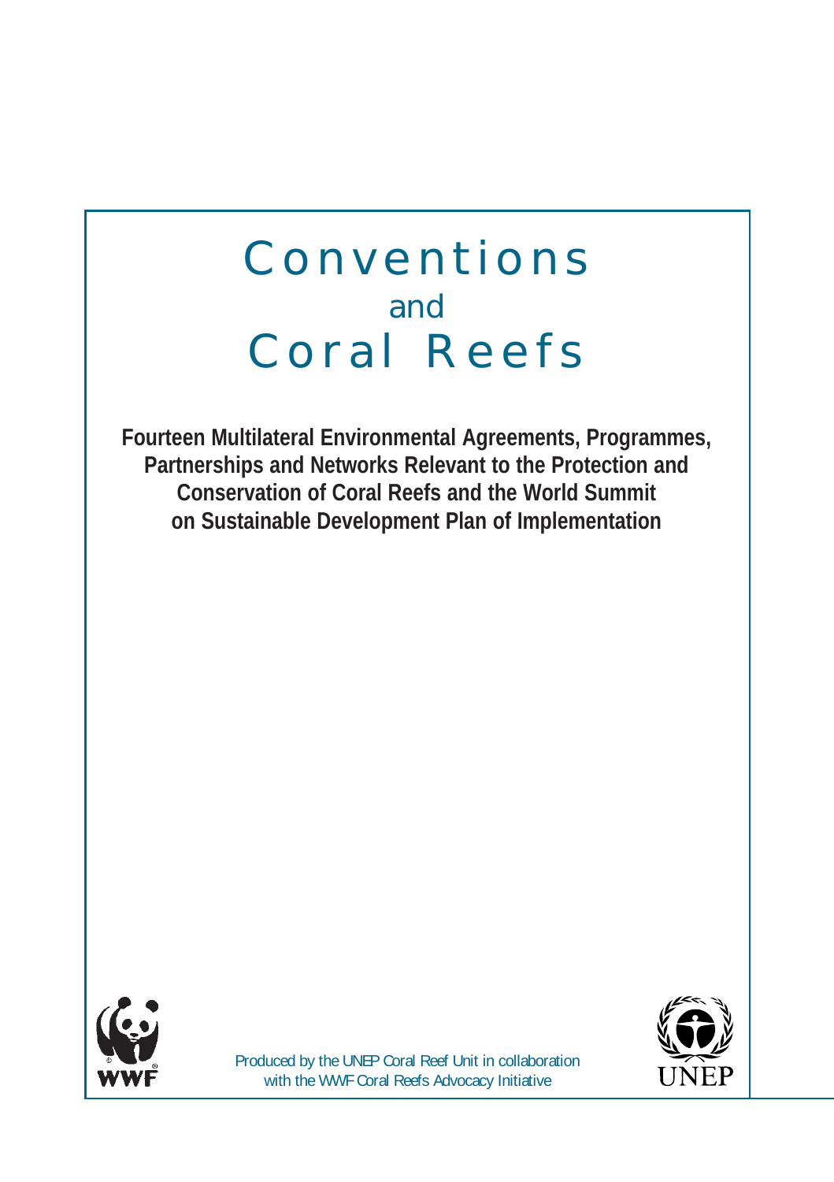# Conventions
## and
# Coral Reefs

**Fourteen Multilateral Environmental Agreements, Programmes, Partnerships and Networks Relevant to the Protection and Conservation of Coral Reefs and the World Summit on Sustainable Development Plan of Implementation**

WWF

Produced by the UNEP Coral Reef Unit in collaboration with the WWF Coral Reefs Advocacy Initiative

UNEP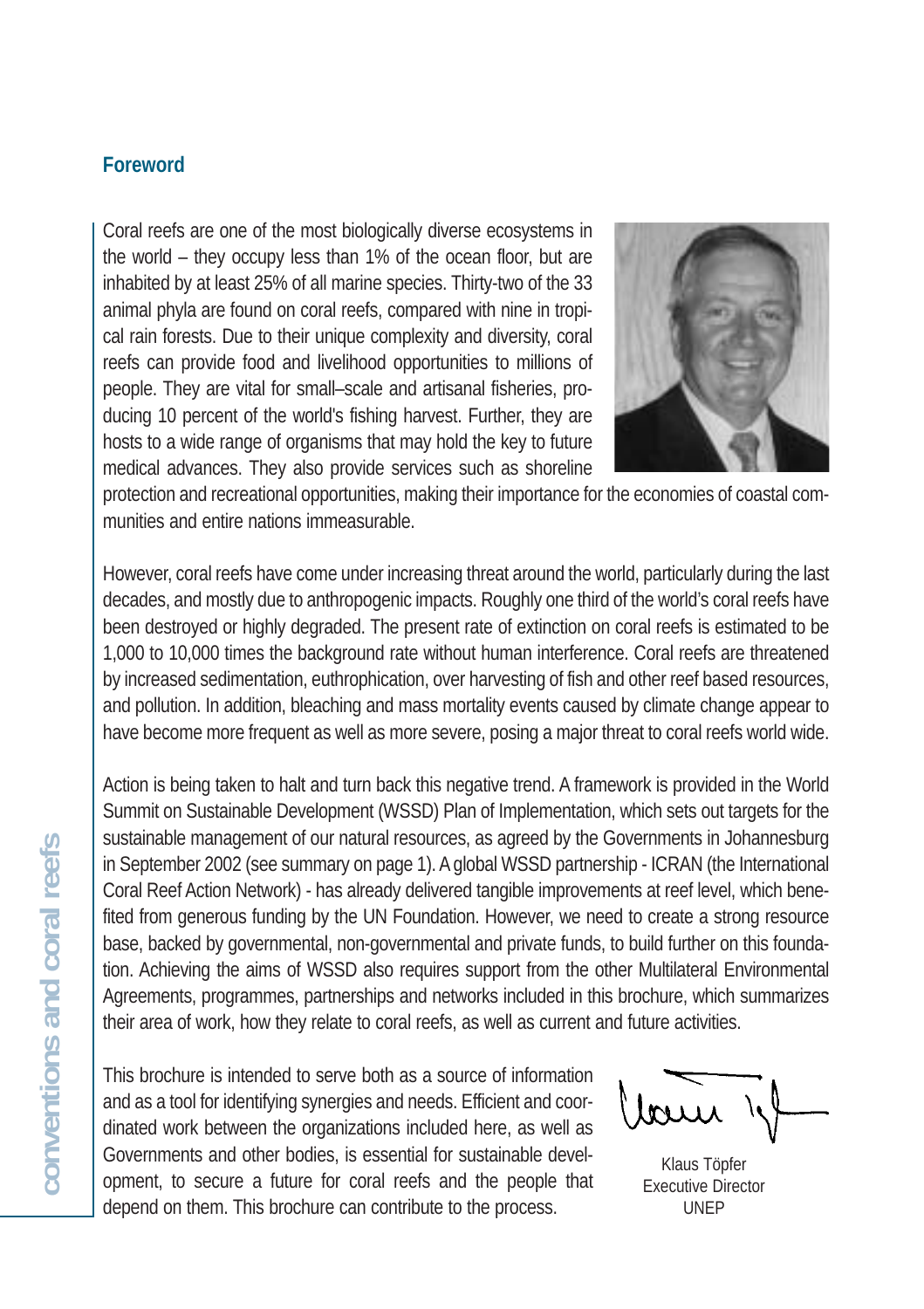## Foreword

Coral reefs are one of the most biologically diverse ecosystems in the world – they occupy less than 1% of the ocean floor, but are inhabited by at least 25% of all marine species. Thirty-two of the 33 animal phyla are found on coral reefs, compared with nine in tropical rain forests. Due to their unique complexity and diversity, coral reefs can provide food and livelihood opportunities to millions of people. They are vital for small–scale and artisanal fisheries, producing 10 percent of the world's fishing harvest. Further, they are hosts to a wide range of organisms that may hold the key to future medical advances. They also provide services such as shoreline protection and recreational opportunities, making their importance for the economies of coastal communities and entire nations immeasurable.

However, coral reefs have come under increasing threat around the world, particularly during the last decades, and mostly due to anthropogenic impacts. Roughly one third of the world's coral reefs have been destroyed or highly degraded. The present rate of extinction on coral reefs is estimated to be 1,000 to 10,000 times the background rate without human interference. Coral reefs are threatened by increased sedimentation, euthrophication, over harvesting of fish and other reef based resources, and pollution. In addition, bleaching and mass mortality events caused by climate change appear to have become more frequent as well as more severe, posing a major threat to coral reefs world wide.

Action is being taken to halt and turn back this negative trend. A framework is provided in the World Summit on Sustainable Development (WSSD) Plan of Implementation, which sets out targets for the sustainable management of our natural resources, as agreed by the Governments in Johannesburg in September 2002 (see summary on page 1). A global WSSD partnership - ICRAN (the International Coral Reef Action Network) - has already delivered tangible improvements at reef level, which benefited from generous funding by the UN Foundation. However, we need to create a strong resource base, backed by governmental, non-governmental and private funds, to build further on this foundation. Achieving the aims of WSSD also requires support from the other Multilateral Environmental Agreements, programmes, partnerships and networks included in this brochure, which summarizes their area of work, how they relate to coral reefs, as well as current and future activities.

This brochure is intended to serve both as a source of information and as a tool for identifying synergies and needs. Efficient and coordinated work between the organizations included here, as well as Governments and other bodies, is essential for sustainable development, to secure a future for coral reefs and the people that depend on them. This brochure can contribute to the process.

Klaus Töpfer
Executive Director
UNEP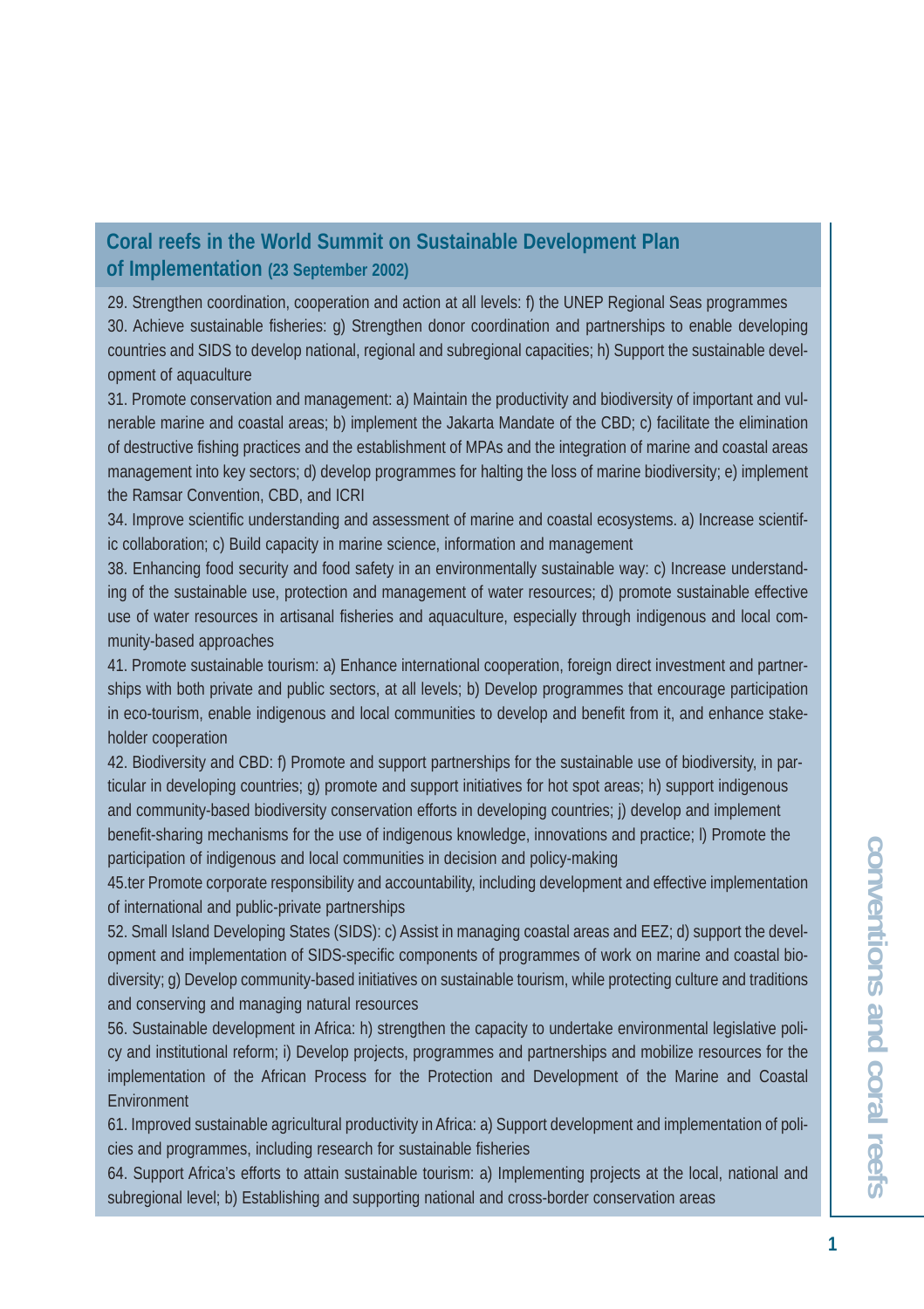## Coral reefs in the World Summit on Sustainable Development Plan of Implementation (23 September 2002)

29. Strengthen coordination, cooperation and action at all levels: f) the UNEP Regional Seas programmes

30. Achieve sustainable fisheries: g) Strengthen donor coordination and partnerships to enable developing countries and SIDS to develop national, regional and subregional capacities; h) Support the sustainable development of aquaculture

31. Promote conservation and management: a) Maintain the productivity and biodiversity of important and vulnerable marine and coastal areas; b) implement the Jakarta Mandate of the CBD; c) facilitate the elimination of destructive fishing practices and the establishment of MPAs and the integration of marine and coastal areas management into key sectors; d) develop programmes for halting the loss of marine biodiversity; e) implement the Ramsar Convention, CBD, and ICRI

34. Improve scientific understanding and assessment of marine and coastal ecosystems. a) Increase scientific collaboration; c) Build capacity in marine science, information and management

38. Enhancing food security and food safety in an environmentally sustainable way: c) Increase understanding of the sustainable use, protection and management of water resources; d) promote sustainable effective use of water resources in artisanal fisheries and aquaculture, especially through indigenous and local community-based approaches

41. Promote sustainable tourism: a) Enhance international cooperation, foreign direct investment and partnerships with both private and public sectors, at all levels; b) Develop programmes that encourage participation in eco-tourism, enable indigenous and local communities to develop and benefit from it, and enhance stakeholder cooperation

42. Biodiversity and CBD: f) Promote and support partnerships for the sustainable use of biodiversity, in particular in developing countries; g) promote and support initiatives for hot spot areas; h) support indigenous and community-based biodiversity conservation efforts in developing countries; j) develop and implement benefit-sharing mechanisms for the use of indigenous knowledge, innovations and practice; l) Promote the participation of indigenous and local communities in decision and policy-making

45.ter Promote corporate responsibility and accountability, including development and effective implementation of international and public-private partnerships

52. Small Island Developing States (SIDS): c) Assist in managing coastal areas and EEZ; d) support the development and implementation of SIDS-specific components of programmes of work on marine and coastal biodiversity; g) Develop community-based initiatives on sustainable tourism, while protecting culture and traditions and conserving and managing natural resources

56. Sustainable development in Africa: h) strengthen the capacity to undertake environmental legislative policy and institutional reform; i) Develop projects, programmes and partnerships and mobilize resources for the implementation of the African Process for the Protection and Development of the Marine and Coastal Environment

61. Improved sustainable agricultural productivity in Africa: a) Support development and implementation of policies and programmes, including research for sustainable fisheries

64. Support Africa's efforts to attain sustainable tourism: a) Implementing projects at the local, national and subregional level; b) Establishing and supporting national and cross-border conservation areas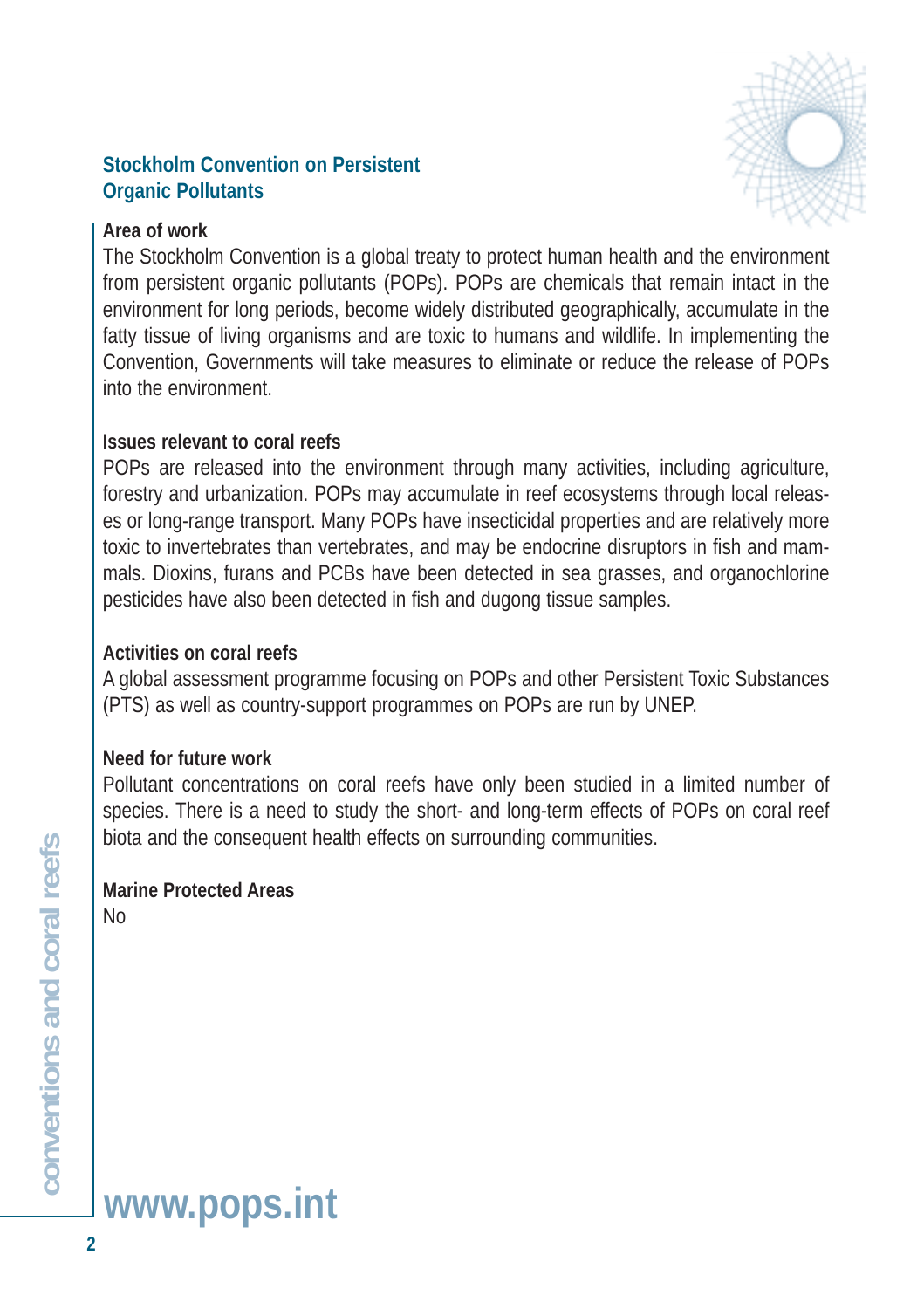## Stockholm Convention on Persistent Organic Pollutants

**Area of work**

The Stockholm Convention is a global treaty to protect human health and the environment from persistent organic pollutants (POPs). POPs are chemicals that remain intact in the environment for long periods, become widely distributed geographically, accumulate in the fatty tissue of living organisms and are toxic to humans and wildlife. In implementing the Convention, Governments will take measures to eliminate or reduce the release of POPs into the environment.

**Issues relevant to coral reefs**

POPs are released into the environment through many activities, including agriculture, forestry and urbanization. POPs may accumulate in reef ecosystems through local releases or long-range transport. Many POPs have insecticidal properties and are relatively more toxic to invertebrates than vertebrates, and may be endocrine disruptors in fish and mammals. Dioxins, furans and PCBs have been detected in sea grasses, and organochlorine pesticides have also been detected in fish and dugong tissue samples.

**Activities on coral reefs**

A global assessment programme focusing on POPs and other Persistent Toxic Substances (PTS) as well as country-support programmes on POPs are run by UNEP.

**Need for future work**

Pollutant concentrations on coral reefs have only been studied in a limited number of species. There is a need to study the short- and long-term effects of POPs on coral reef biota and the consequent health effects on surrounding communities.

**Marine Protected Areas**

No

**www.pops.int**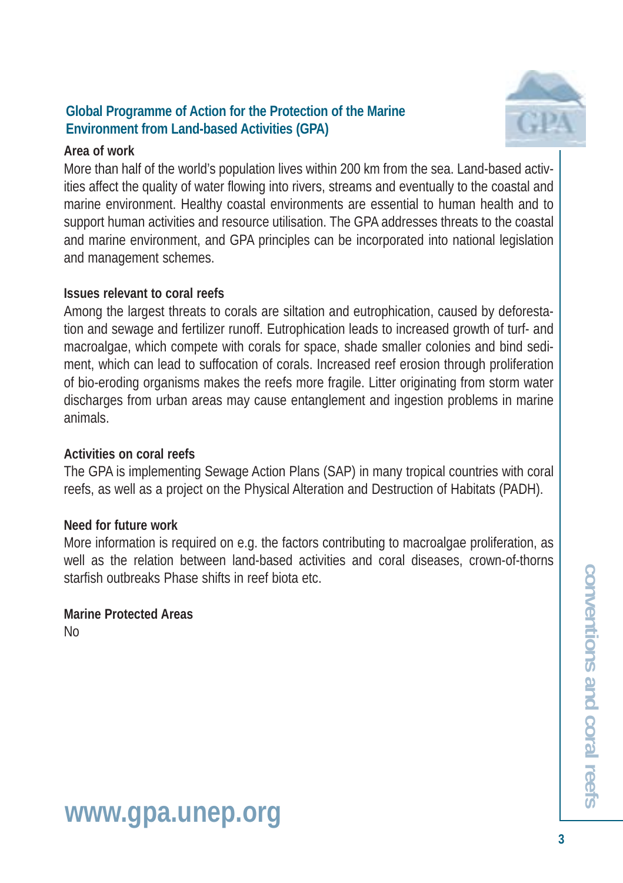## Global Programme of Action for the Protection of the Marine Environment from Land-based Activities (GPA)

**Area of work**

More than half of the world's population lives within 200 km from the sea. Land-based activities affect the quality of water flowing into rivers, streams and eventually to the coastal and marine environment. Healthy coastal environments are essential to human health and to support human activities and resource utilisation. The GPA addresses threats to the coastal and marine environment, and GPA principles can be incorporated into national legislation and management schemes.

**Issues relevant to coral reefs**

Among the largest threats to corals are siltation and eutrophication, caused by deforestation and sewage and fertilizer runoff. Eutrophication leads to increased growth of turf- and macroalgae, which compete with corals for space, shade smaller colonies and bind sediment, which can lead to suffocation of corals. Increased reef erosion through proliferation of bio-eroding organisms makes the reefs more fragile. Litter originating from storm water discharges from urban areas may cause entanglement and ingestion problems in marine animals.

**Activities on coral reefs**

The GPA is implementing Sewage Action Plans (SAP) in many tropical countries with coral reefs, as well as a project on the Physical Alteration and Destruction of Habitats (PADH).

**Need for future work**

More information is required on e.g. the factors contributing to macroalgae proliferation, as well as the relation between land-based activities and coral diseases, crown-of-thorns starfish outbreaks Phase shifts in reef biota etc.

**Marine Protected Areas**

No

**www.gpa.unep.org**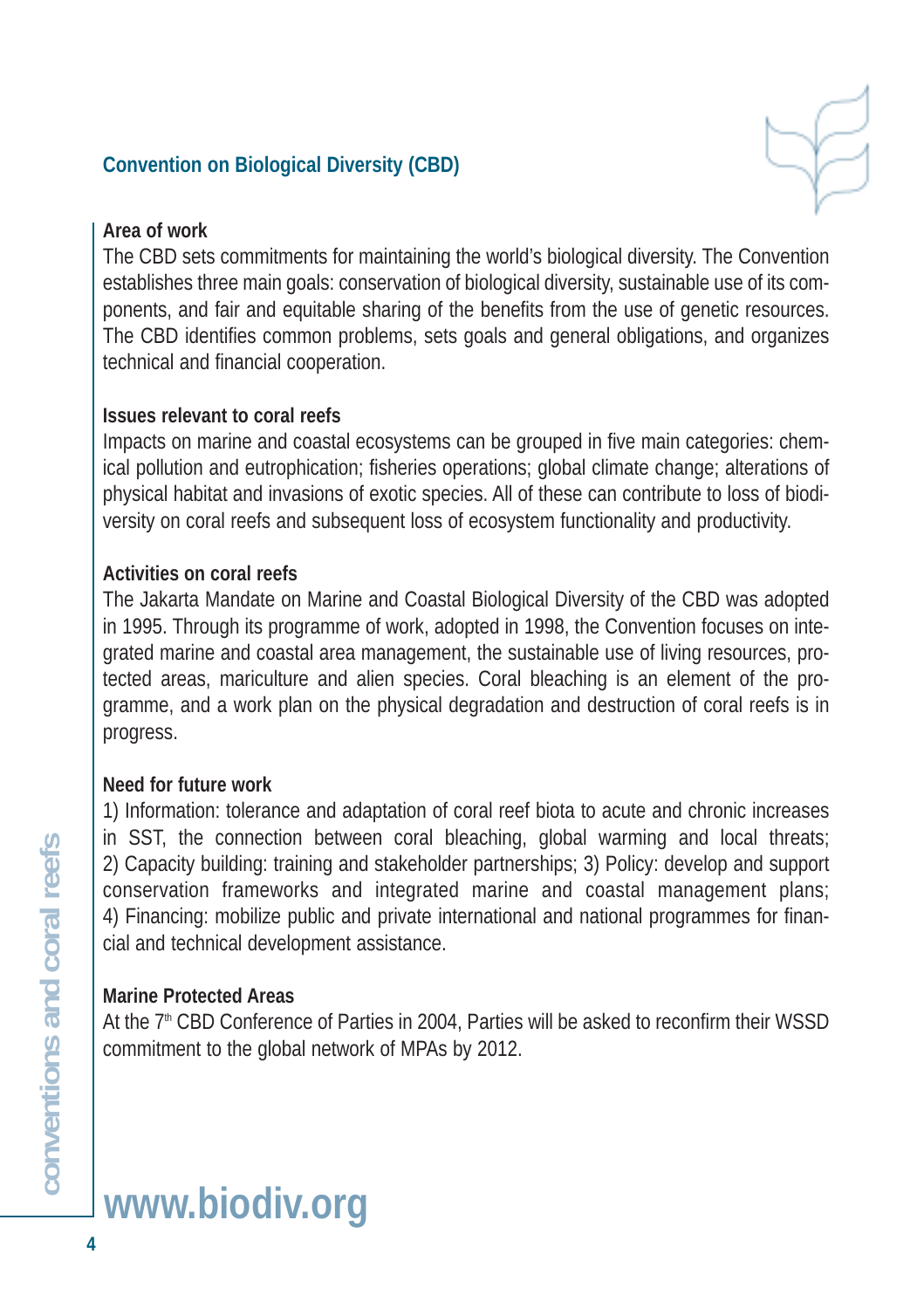## Convention on Biological Diversity (CBD)

**Area of work**

The CBD sets commitments for maintaining the world's biological diversity. The Convention establishes three main goals: conservation of biological diversity, sustainable use of its components, and fair and equitable sharing of the benefits from the use of genetic resources. The CBD identifies common problems, sets goals and general obligations, and organizes technical and financial cooperation.

**Issues relevant to coral reefs**

Impacts on marine and coastal ecosystems can be grouped in five main categories: chemical pollution and eutrophication; fisheries operations; global climate change; alterations of physical habitat and invasions of exotic species. All of these can contribute to loss of biodiversity on coral reefs and subsequent loss of ecosystem functionality and productivity.

**Activities on coral reefs**

The Jakarta Mandate on Marine and Coastal Biological Diversity of the CBD was adopted in 1995. Through its programme of work, adopted in 1998, the Convention focuses on integrated marine and coastal area management, the sustainable use of living resources, protected areas, mariculture and alien species. Coral bleaching is an element of the programme, and a work plan on the physical degradation and destruction of coral reefs is in progress.

**Need for future work**

1) Information: tolerance and adaptation of coral reef biota to acute and chronic increases in SST, the connection between coral bleaching, global warming and local threats; 2) Capacity building: training and stakeholder partnerships; 3) Policy: develop and support conservation frameworks and integrated marine and coastal management plans; 4) Financing: mobilize public and private international and national programmes for financial and technical development assistance.

**Marine Protected Areas**

At the 7th CBD Conference of Parties in 2004, Parties will be asked to reconfirm their WSSD commitment to the global network of MPAs by 2012.

**www.biodiv.org**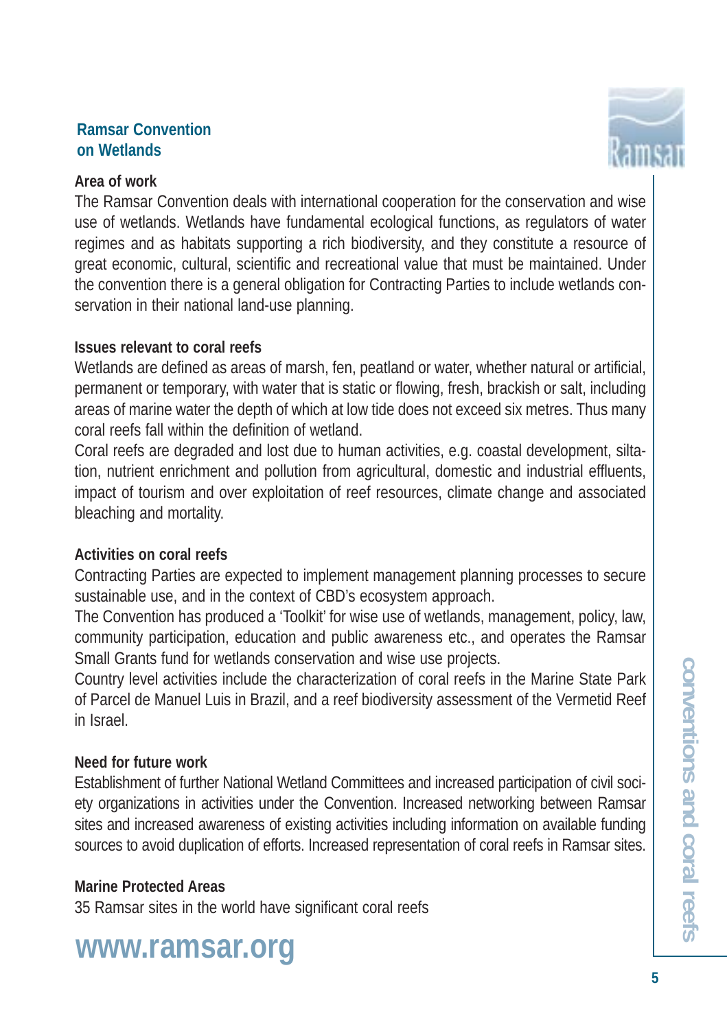## Ramsar Convention on Wetlands

### Area of work

The Ramsar Convention deals with international cooperation for the conservation and wise use of wetlands. Wetlands have fundamental ecological functions, as regulators of water regimes and as habitats supporting a rich biodiversity, and they constitute a resource of great economic, cultural, scientific and recreational value that must be maintained. Under the convention there is a general obligation for Contracting Parties to include wetlands conservation in their national land-use planning.

### Issues relevant to coral reefs

Wetlands are defined as areas of marsh, fen, peatland or water, whether natural or artificial, permanent or temporary, with water that is static or flowing, fresh, brackish or salt, including areas of marine water the depth of which at low tide does not exceed six metres. Thus many coral reefs fall within the definition of wetland.

Coral reefs are degraded and lost due to human activities, e.g. coastal development, siltation, nutrient enrichment and pollution from agricultural, domestic and industrial effluents, impact of tourism and over exploitation of reef resources, climate change and associated bleaching and mortality.

### Activities on coral reefs

Contracting Parties are expected to implement management planning processes to secure sustainable use, and in the context of CBD's ecosystem approach.

The Convention has produced a 'Toolkit' for wise use of wetlands, management, policy, law, community participation, education and public awareness etc., and operates the Ramsar Small Grants fund for wetlands conservation and wise use projects.

Country level activities include the characterization of coral reefs in the Marine State Park of Parcel de Manuel Luis in Brazil, and a reef biodiversity assessment of the Vermetid Reef in Israel.

### Need for future work

Establishment of further National Wetland Committees and increased participation of civil society organizations in activities under the Convention. Increased networking between Ramsar sites and increased awareness of existing activities including information on available funding sources to avoid duplication of efforts. Increased representation of coral reefs in Ramsar sites.

### Marine Protected Areas

35 Ramsar sites in the world have significant coral reefs

**www.ramsar.org**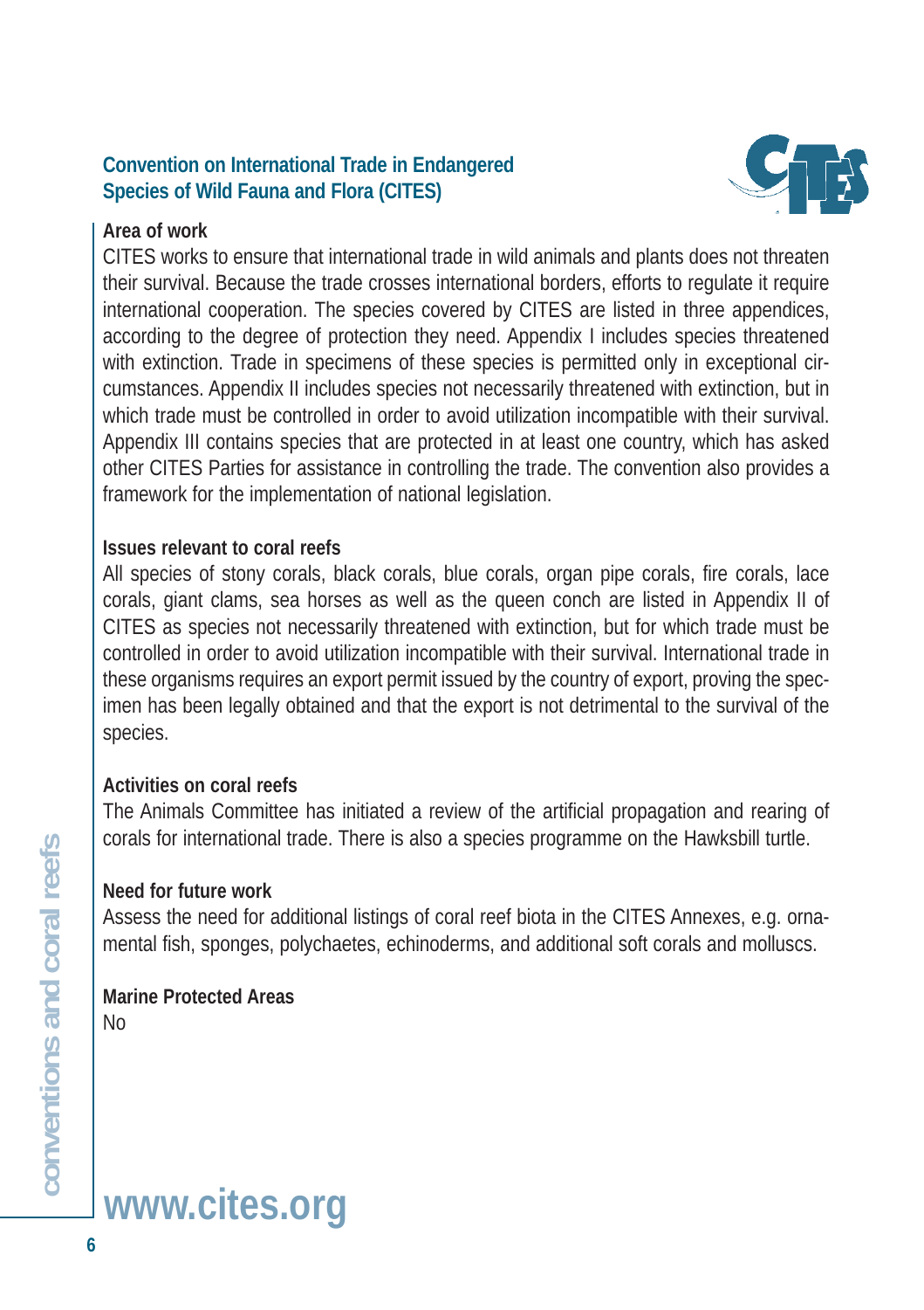## Convention on International Trade in Endangered Species of Wild Fauna and Flora (CITES)

**Area of work**

CITES works to ensure that international trade in wild animals and plants does not threaten their survival. Because the trade crosses international borders, efforts to regulate it require international cooperation. The species covered by CITES are listed in three appendices, according to the degree of protection they need. Appendix I includes species threatened with extinction. Trade in specimens of these species is permitted only in exceptional circumstances. Appendix II includes species not necessarily threatened with extinction, but in which trade must be controlled in order to avoid utilization incompatible with their survival. Appendix III contains species that are protected in at least one country, which has asked other CITES Parties for assistance in controlling the trade. The convention also provides a framework for the implementation of national legislation.

**Issues relevant to coral reefs**

All species of stony corals, black corals, blue corals, organ pipe corals, fire corals, lace corals, giant clams, sea horses as well as the queen conch are listed in Appendix II of CITES as species not necessarily threatened with extinction, but for which trade must be controlled in order to avoid utilization incompatible with their survival. International trade in these organisms requires an export permit issued by the country of export, proving the specimen has been legally obtained and that the export is not detrimental to the survival of the species.

**Activities on coral reefs**

The Animals Committee has initiated a review of the artificial propagation and rearing of corals for international trade. There is also a species programme on the Hawksbill turtle.

**Need for future work**

Assess the need for additional listings of coral reef biota in the CITES Annexes, e.g. ornamental fish, sponges, polychaetes, echinoderms, and additional soft corals and molluscs.

**Marine Protected Areas**

No

**www.cites.org**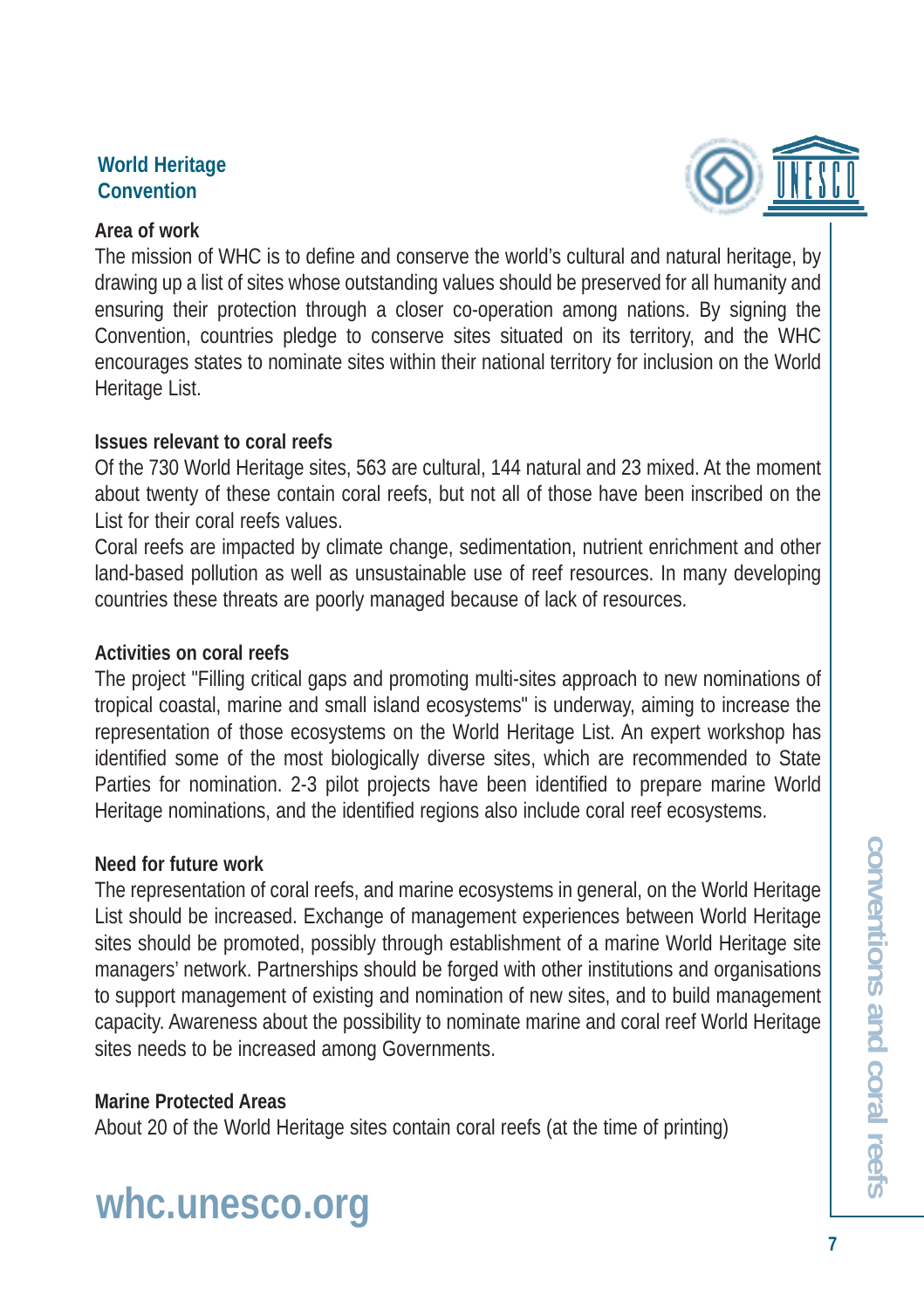## World Heritage Convention

### Area of work

The mission of WHC is to define and conserve the world's cultural and natural heritage, by drawing up a list of sites whose outstanding values should be preserved for all humanity and ensuring their protection through a closer co-operation among nations. By signing the Convention, countries pledge to conserve sites situated on its territory, and the WHC encourages states to nominate sites within their national territory for inclusion on the World Heritage List.

### Issues relevant to coral reefs

Of the 730 World Heritage sites, 563 are cultural, 144 natural and 23 mixed. At the moment about twenty of these contain coral reefs, but not all of those have been inscribed on the List for their coral reefs values.

Coral reefs are impacted by climate change, sedimentation, nutrient enrichment and other land-based pollution as well as unsustainable use of reef resources. In many developing countries these threats are poorly managed because of lack of resources.

### Activities on coral reefs

The project "Filling critical gaps and promoting multi-sites approach to new nominations of tropical coastal, marine and small island ecosystems" is underway, aiming to increase the representation of those ecosystems on the World Heritage List. An expert workshop has identified some of the most biologically diverse sites, which are recommended to State Parties for nomination. 2-3 pilot projects have been identified to prepare marine World Heritage nominations, and the identified regions also include coral reef ecosystems.

### Need for future work

The representation of coral reefs, and marine ecosystems in general, on the World Heritage List should be increased. Exchange of management experiences between World Heritage sites should be promoted, possibly through establishment of a marine World Heritage site managers' network. Partnerships should be forged with other institutions and organisations to support management of existing and nomination of new sites, and to build management capacity. Awareness about the possibility to nominate marine and coral reef World Heritage sites needs to be increased among Governments.

### Marine Protected Areas

About 20 of the World Heritage sites contain coral reefs (at the time of printing)

**whc.unesco.org**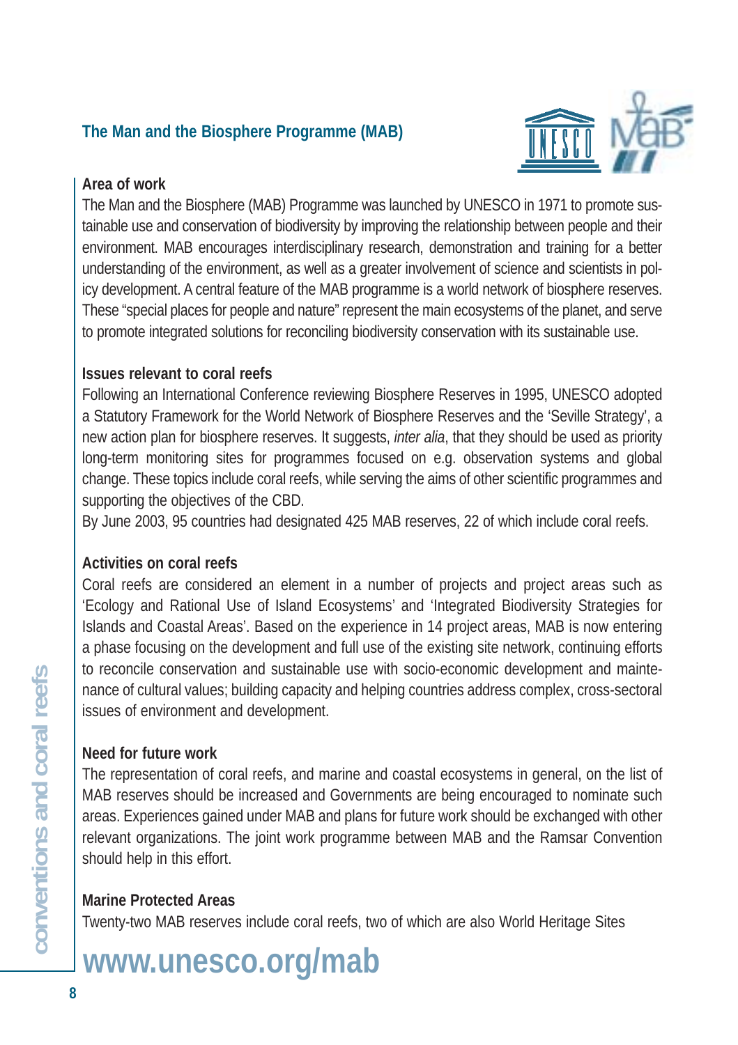## The Man and the Biosphere Programme (MAB)

### Area of work

The Man and the Biosphere (MAB) Programme was launched by UNESCO in 1971 to promote sustainable use and conservation of biodiversity by improving the relationship between people and their environment. MAB encourages interdisciplinary research, demonstration and training for a better understanding of the environment, as well as a greater involvement of science and scientists in policy development. A central feature of the MAB programme is a world network of biosphere reserves. These "special places for people and nature" represent the main ecosystems of the planet, and serve to promote integrated solutions for reconciling biodiversity conservation with its sustainable use.

### Issues relevant to coral reefs

Following an International Conference reviewing Biosphere Reserves in 1995, UNESCO adopted a Statutory Framework for the World Network of Biosphere Reserves and the 'Seville Strategy', a new action plan for biosphere reserves. It suggests, *inter alia*, that they should be used as priority long-term monitoring sites for programmes focused on e.g. observation systems and global change. These topics include coral reefs, while serving the aims of other scientific programmes and supporting the objectives of the CBD.

By June 2003, 95 countries had designated 425 MAB reserves, 22 of which include coral reefs.

### Activities on coral reefs

Coral reefs are considered an element in a number of projects and project areas such as 'Ecology and Rational Use of Island Ecosystems' and 'Integrated Biodiversity Strategies for Islands and Coastal Areas'. Based on the experience in 14 project areas, MAB is now entering a phase focusing on the development and full use of the existing site network, continuing efforts to reconcile conservation and sustainable use with socio-economic development and maintenance of cultural values; building capacity and helping countries address complex, cross-sectoral issues of environment and development.

### Need for future work

The representation of coral reefs, and marine and coastal ecosystems in general, on the list of MAB reserves should be increased and Governments are being encouraged to nominate such areas. Experiences gained under MAB and plans for future work should be exchanged with other relevant organizations. The joint work programme between MAB and the Ramsar Convention should help in this effort.

### Marine Protected Areas

Twenty-two MAB reserves include coral reefs, two of which are also World Heritage Sites

**www.unesco.org/mab**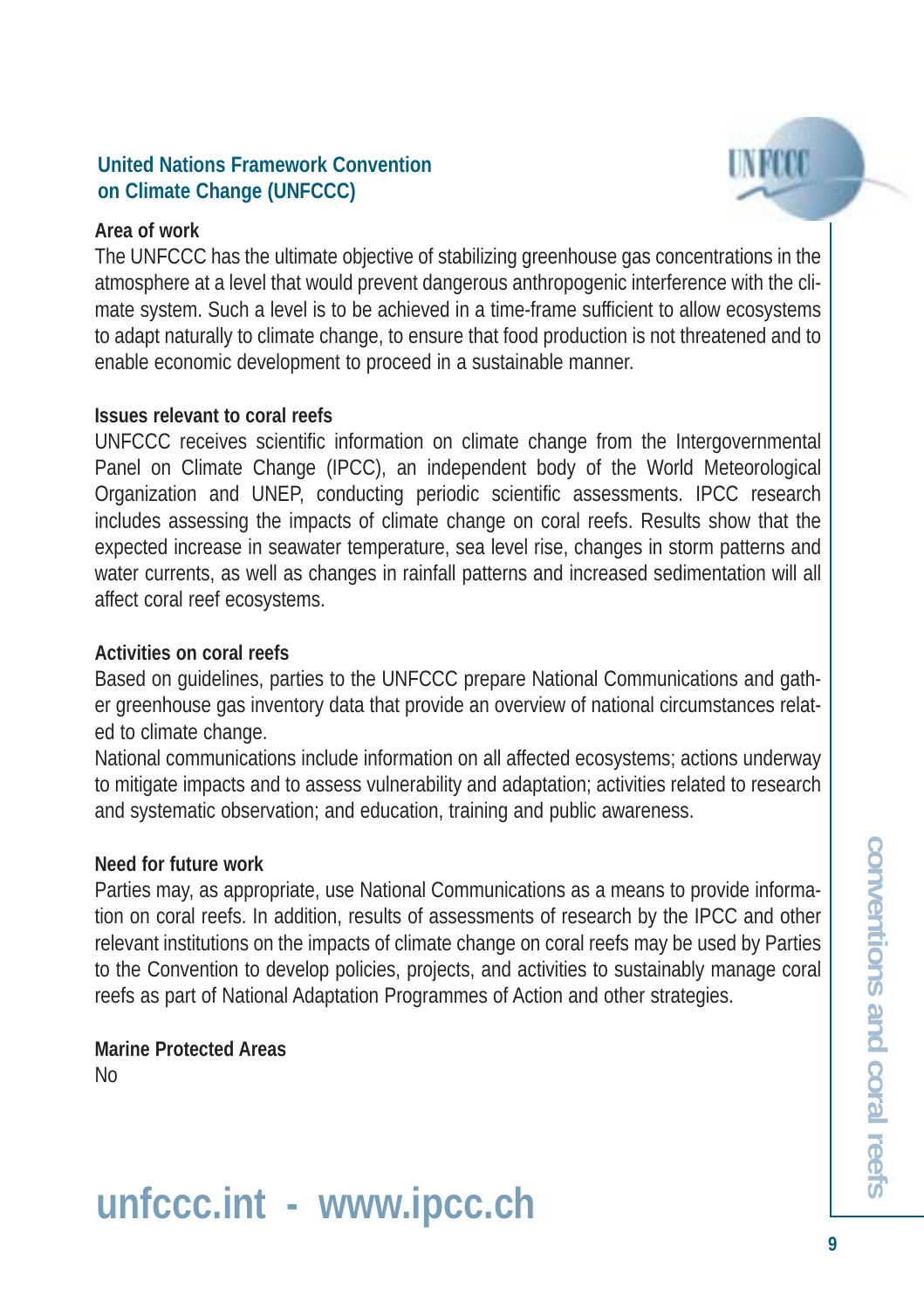## United Nations Framework Convention on Climate Change (UNFCCC)

**Area of work**

The UNFCCC has the ultimate objective of stabilizing greenhouse gas concentrations in the atmosphere at a level that would prevent dangerous anthropogenic interference with the climate system. Such a level is to be achieved in a time-frame sufficient to allow ecosystems to adapt naturally to climate change, to ensure that food production is not threatened and to enable economic development to proceed in a sustainable manner.

**Issues relevant to coral reefs**

UNFCCC receives scientific information on climate change from the Intergovernmental Panel on Climate Change (IPCC), an independent body of the World Meteorological Organization and UNEP, conducting periodic scientific assessments. IPCC research includes assessing the impacts of climate change on coral reefs. Results show that the expected increase in seawater temperature, sea level rise, changes in storm patterns and water currents, as well as changes in rainfall patterns and increased sedimentation will all affect coral reef ecosystems.

**Activities on coral reefs**

Based on guidelines, parties to the UNFCCC prepare National Communications and gather greenhouse gas inventory data that provide an overview of national circumstances related to climate change.

National communications include information on all affected ecosystems; actions underway to mitigate impacts and to assess vulnerability and adaptation; activities related to research and systematic observation; and education, training and public awareness.

**Need for future work**

Parties may, as appropriate, use National Communications as a means to provide information on coral reefs. In addition, results of assessments of research by the IPCC and other relevant institutions on the impacts of climate change on coral reefs may be used by Parties to the Convention to develop policies, projects, and activities to sustainably manage coral reefs as part of National Adaptation Programmes of Action and other strategies.

**Marine Protected Areas**

No

**unfccc.int - www.ipcc.ch**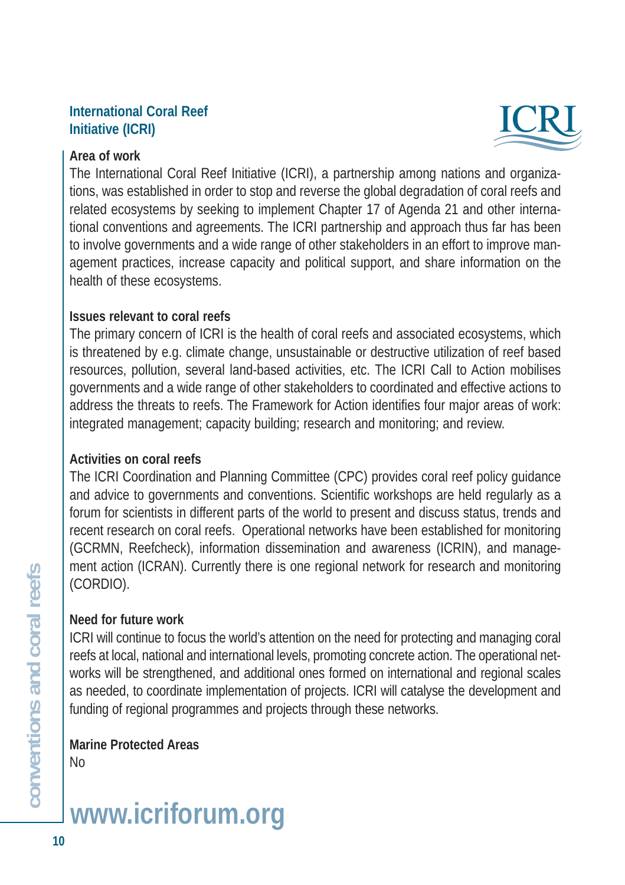## International Coral Reef Initiative (ICRI)

### Area of work

The International Coral Reef Initiative (ICRI), a partnership among nations and organizations, was established in order to stop and reverse the global degradation of coral reefs and related ecosystems by seeking to implement Chapter 17 of Agenda 21 and other international conventions and agreements. The ICRI partnership and approach thus far has been to involve governments and a wide range of other stakeholders in an effort to improve management practices, increase capacity and political support, and share information on the health of these ecosystems.

### Issues relevant to coral reefs

The primary concern of ICRI is the health of coral reefs and associated ecosystems, which is threatened by e.g. climate change, unsustainable or destructive utilization of reef based resources, pollution, several land-based activities, etc. The ICRI Call to Action mobilises governments and a wide range of other stakeholders to coordinated and effective actions to address the threats to reefs. The Framework for Action identifies four major areas of work: integrated management; capacity building; research and monitoring; and review.

### Activities on coral reefs

The ICRI Coordination and Planning Committee (CPC) provides coral reef policy guidance and advice to governments and conventions. Scientific workshops are held regularly as a forum for scientists in different parts of the world to present and discuss status, trends and recent research on coral reefs. Operational networks have been established for monitoring (GCRMN, Reefcheck), information dissemination and awareness (ICRIN), and management action (ICRAN). Currently there is one regional network for research and monitoring (CORDIO).

### Need for future work

ICRI will continue to focus the world's attention on the need for protecting and managing coral reefs at local, national and international levels, promoting concrete action. The operational networks will be strengthened, and additional ones formed on international and regional scales as needed, to coordinate implementation of projects. ICRI will catalyse the development and funding of regional programmes and projects through these networks.

### Marine Protected Areas

No

**www.icriforum.org**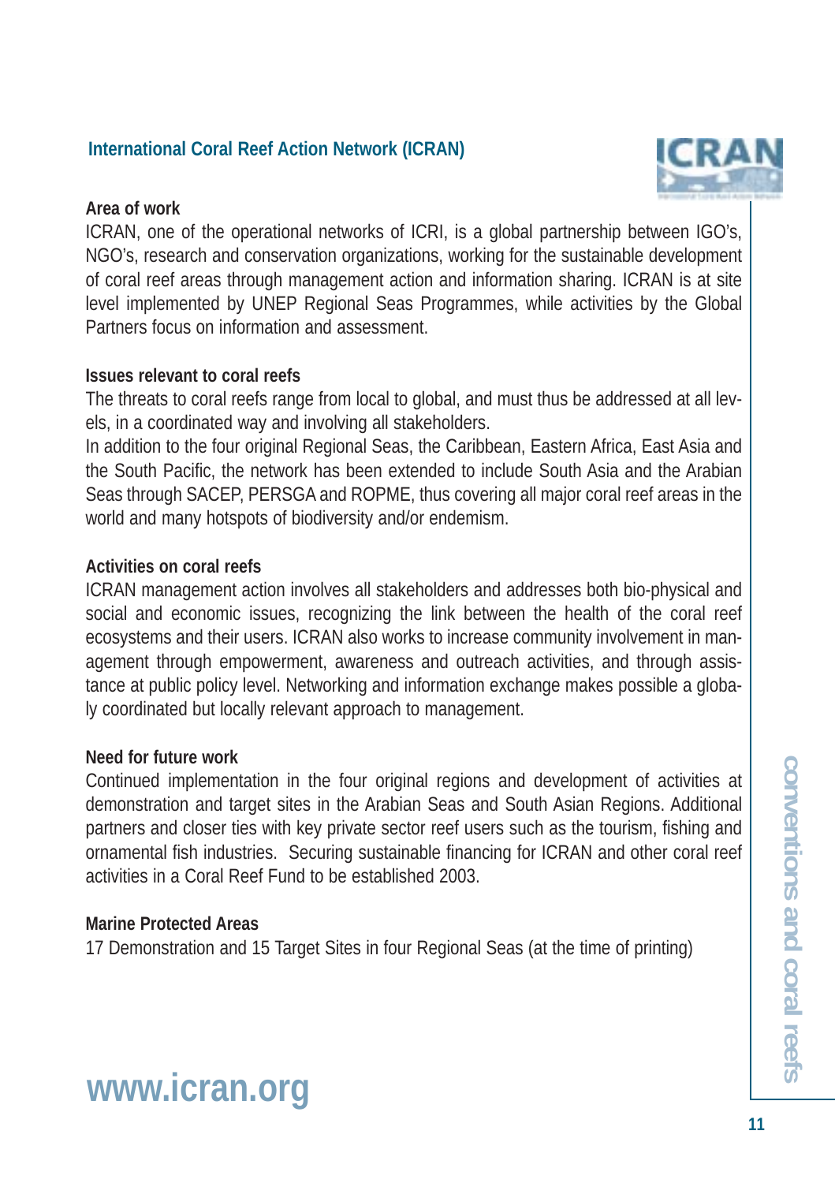## International Coral Reef Action Network (ICRAN)

### Area of work

ICRAN, one of the operational networks of ICRI, is a global partnership between IGO's, NGO's, research and conservation organizations, working for the sustainable development of coral reef areas through management action and information sharing. ICRAN is at site level implemented by UNEP Regional Seas Programmes, while activities by the Global Partners focus on information and assessment.

### Issues relevant to coral reefs

The threats to coral reefs range from local to global, and must thus be addressed at all levels, in a coordinated way and involving all stakeholders.

In addition to the four original Regional Seas, the Caribbean, Eastern Africa, East Asia and the South Pacific, the network has been extended to include South Asia and the Arabian Seas through SACEP, PERSGA and ROPME, thus covering all major coral reef areas in the world and many hotspots of biodiversity and/or endemism.

### Activities on coral reefs

ICRAN management action involves all stakeholders and addresses both bio-physical and social and economic issues, recognizing the link between the health of the coral reef ecosystems and their users. ICRAN also works to increase community involvement in management through empowerment, awareness and outreach activities, and through assistance at public policy level. Networking and information exchange makes possible a globaly coordinated but locally relevant approach to management.

### Need for future work

Continued implementation in the four original regions and development of activities at demonstration and target sites in the Arabian Seas and South Asian Regions. Additional partners and closer ties with key private sector reef users such as the tourism, fishing and ornamental fish industries. Securing sustainable financing for ICRAN and other coral reef activities in a Coral Reef Fund to be established 2003.

### Marine Protected Areas

17 Demonstration and 15 Target Sites in four Regional Seas (at the time of printing)

**www.icran.org**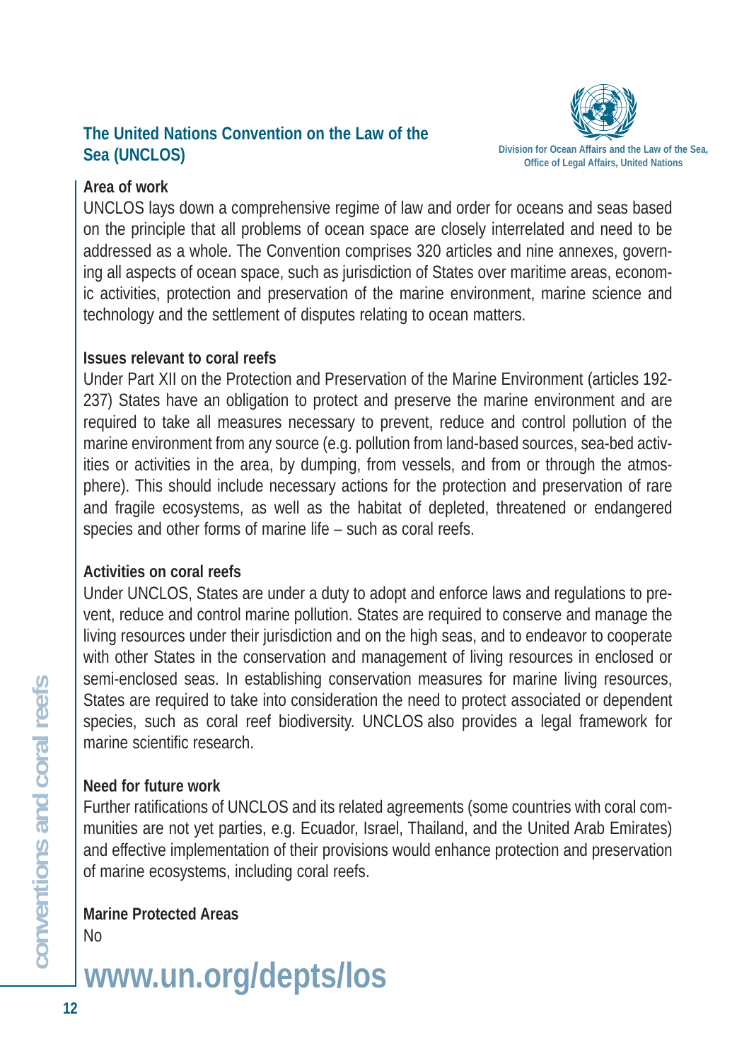## The United Nations Convention on the Law of the Sea (UNCLOS)

Division for Ocean Affairs and the Law of the Sea, Office of Legal Affairs, United Nations

**Area of work**

UNCLOS lays down a comprehensive regime of law and order for oceans and seas based on the principle that all problems of ocean space are closely interrelated and need to be addressed as a whole. The Convention comprises 320 articles and nine annexes, governing all aspects of ocean space, such as jurisdiction of States over maritime areas, economic activities, protection and preservation of the marine environment, marine science and technology and the settlement of disputes relating to ocean matters.

**Issues relevant to coral reefs**

Under Part XII on the Protection and Preservation of the Marine Environment (articles 192-237) States have an obligation to protect and preserve the marine environment and are required to take all measures necessary to prevent, reduce and control pollution of the marine environment from any source (e.g. pollution from land-based sources, sea-bed activities or activities in the area, by dumping, from vessels, and from or through the atmosphere). This should include necessary actions for the protection and preservation of rare and fragile ecosystems, as well as the habitat of depleted, threatened or endangered species and other forms of marine life – such as coral reefs.

**Activities on coral reefs**

Under UNCLOS, States are under a duty to adopt and enforce laws and regulations to prevent, reduce and control marine pollution. States are required to conserve and manage the living resources under their jurisdiction and on the high seas, and to endeavor to cooperate with other States in the conservation and management of living resources in enclosed or semi-enclosed seas. In establishing conservation measures for marine living resources, States are required to take into consideration the need to protect associated or dependent species, such as coral reef biodiversity. UNCLOS also provides a legal framework for marine scientific research.

**Need for future work**

Further ratifications of UNCLOS and its related agreements (some countries with coral communities are not yet parties, e.g. Ecuador, Israel, Thailand, and the United Arab Emirates) and effective implementation of their provisions would enhance protection and preservation of marine ecosystems, including coral reefs.

**Marine Protected Areas**

No

**www.un.org/depts/los**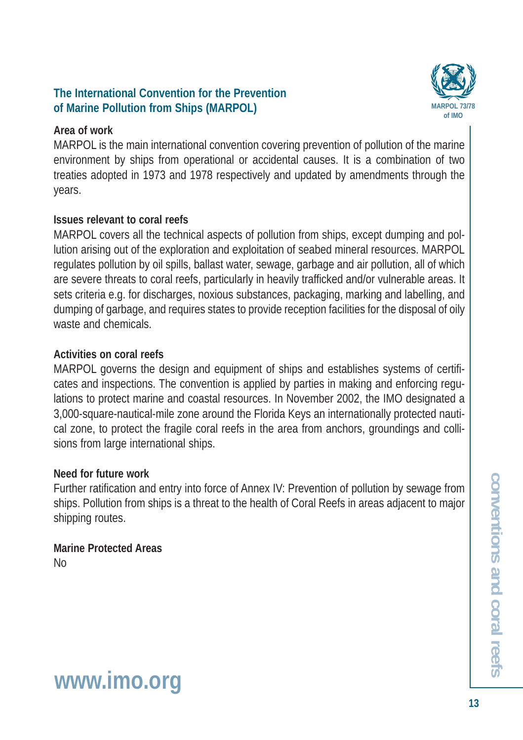## The International Convention for the Prevention of Marine Pollution from Ships (MARPOL)

MARPOL 73/78 of IMO

### Area of work

MARPOL is the main international convention covering prevention of pollution of the marine environment by ships from operational or accidental causes. It is a combination of two treaties adopted in 1973 and 1978 respectively and updated by amendments through the years.

### Issues relevant to coral reefs

MARPOL covers all the technical aspects of pollution from ships, except dumping and pollution arising out of the exploration and exploitation of seabed mineral resources. MARPOL regulates pollution by oil spills, ballast water, sewage, garbage and air pollution, all of which are severe threats to coral reefs, particularly in heavily trafficked and/or vulnerable areas. It sets criteria e.g. for discharges, noxious substances, packaging, marking and labelling, and dumping of garbage, and requires states to provide reception facilities for the disposal of oily waste and chemicals.

### Activities on coral reefs

MARPOL governs the design and equipment of ships and establishes systems of certificates and inspections. The convention is applied by parties in making and enforcing regulations to protect marine and coastal resources. In November 2002, the IMO designated a 3,000-square-nautical-mile zone around the Florida Keys an internationally protected nautical zone, to protect the fragile coral reefs in the area from anchors, groundings and collisions from large international ships.

### Need for future work

Further ratification and entry into force of Annex IV: Prevention of pollution by sewage from ships. Pollution from ships is a threat to the health of Coral Reefs in areas adjacent to major shipping routes.

### Marine Protected Areas

No

**www.imo.org**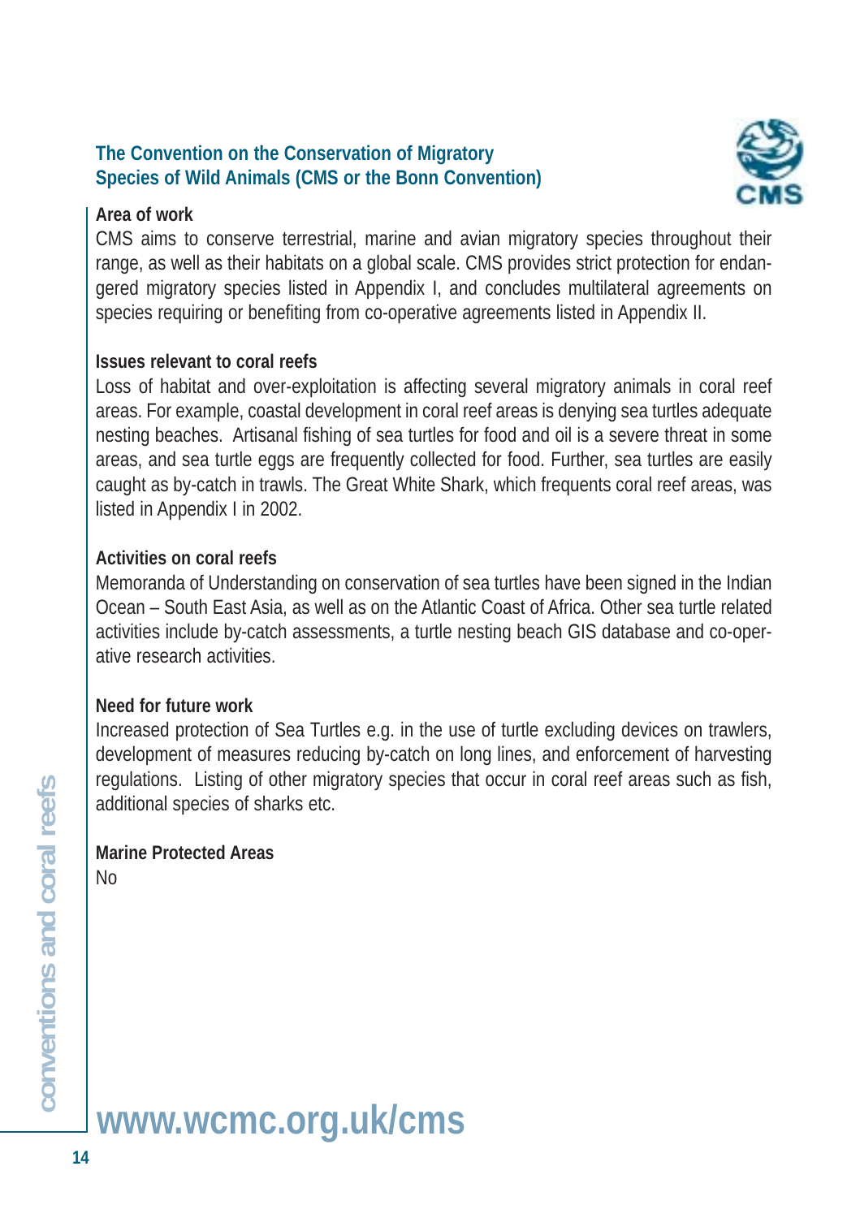## The Convention on the Conservation of Migratory Species of Wild Animals (CMS or the Bonn Convention)

### Area of work

CMS aims to conserve terrestrial, marine and avian migratory species throughout their range, as well as their habitats on a global scale. CMS provides strict protection for endangered migratory species listed in Appendix I, and concludes multilateral agreements on species requiring or benefiting from co-operative agreements listed in Appendix II.

### Issues relevant to coral reefs

Loss of habitat and over-exploitation is affecting several migratory animals in coral reef areas. For example, coastal development in coral reef areas is denying sea turtles adequate nesting beaches. Artisanal fishing of sea turtles for food and oil is a severe threat in some areas, and sea turtle eggs are frequently collected for food. Further, sea turtles are easily caught as by-catch in trawls. The Great White Shark, which frequents coral reef areas, was listed in Appendix I in 2002.

### Activities on coral reefs

Memoranda of Understanding on conservation of sea turtles have been signed in the Indian Ocean – South East Asia, as well as on the Atlantic Coast of Africa. Other sea turtle related activities include by-catch assessments, a turtle nesting beach GIS database and co-operative research activities.

### Need for future work

Increased protection of Sea Turtles e.g. in the use of turtle excluding devices on trawlers, development of measures reducing by-catch on long lines, and enforcement of harvesting regulations. Listing of other migratory species that occur in coral reef areas such as fish, additional species of sharks etc.

### Marine Protected Areas

No

**www.wcmc.org.uk/cms**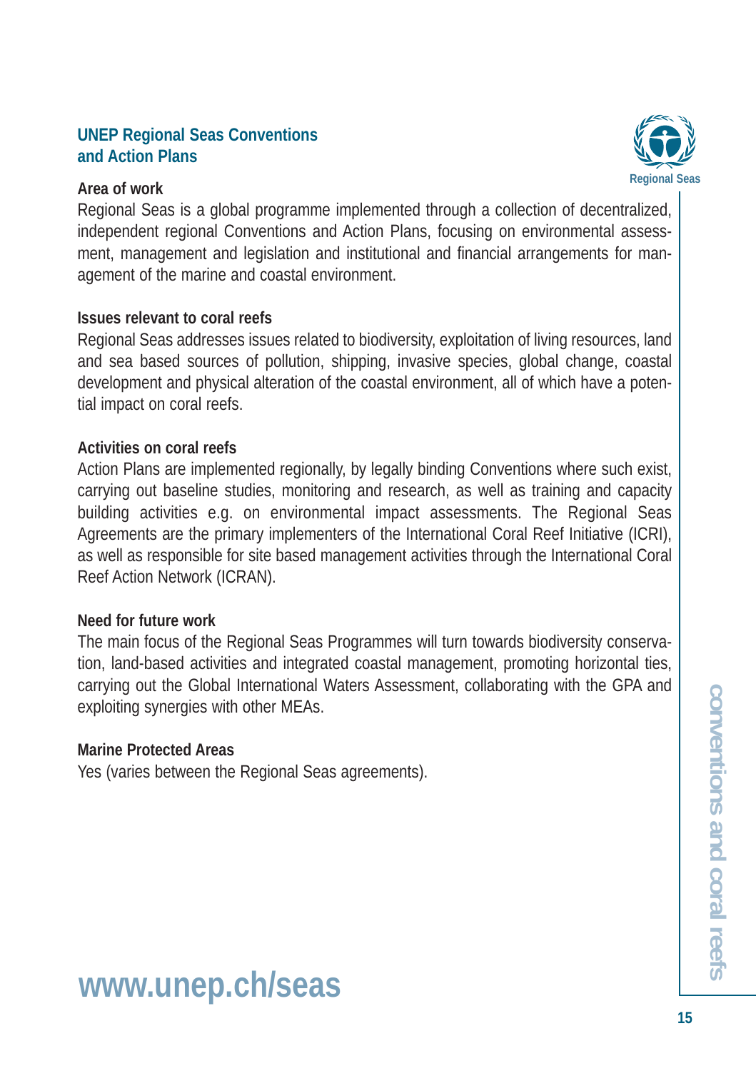## UNEP Regional Seas Conventions and Action Plans

Regional Seas

### Area of work

Regional Seas is a global programme implemented through a collection of decentralized, independent regional Conventions and Action Plans, focusing on environmental assessment, management and legislation and institutional and financial arrangements for management of the marine and coastal environment.

### Issues relevant to coral reefs

Regional Seas addresses issues related to biodiversity, exploitation of living resources, land and sea based sources of pollution, shipping, invasive species, global change, coastal development and physical alteration of the coastal environment, all of which have a potential impact on coral reefs.

### Activities on coral reefs

Action Plans are implemented regionally, by legally binding Conventions where such exist, carrying out baseline studies, monitoring and research, as well as training and capacity building activities e.g. on environmental impact assessments. The Regional Seas Agreements are the primary implementers of the International Coral Reef Initiative (ICRI), as well as responsible for site based management activities through the International Coral Reef Action Network (ICRAN).

### Need for future work

The main focus of the Regional Seas Programmes will turn towards biodiversity conservation, land-based activities and integrated coastal management, promoting horizontal ties, carrying out the Global International Waters Assessment, collaborating with the GPA and exploiting synergies with other MEAs.

### Marine Protected Areas

Yes (varies between the Regional Seas agreements).

**www.unep.ch/seas**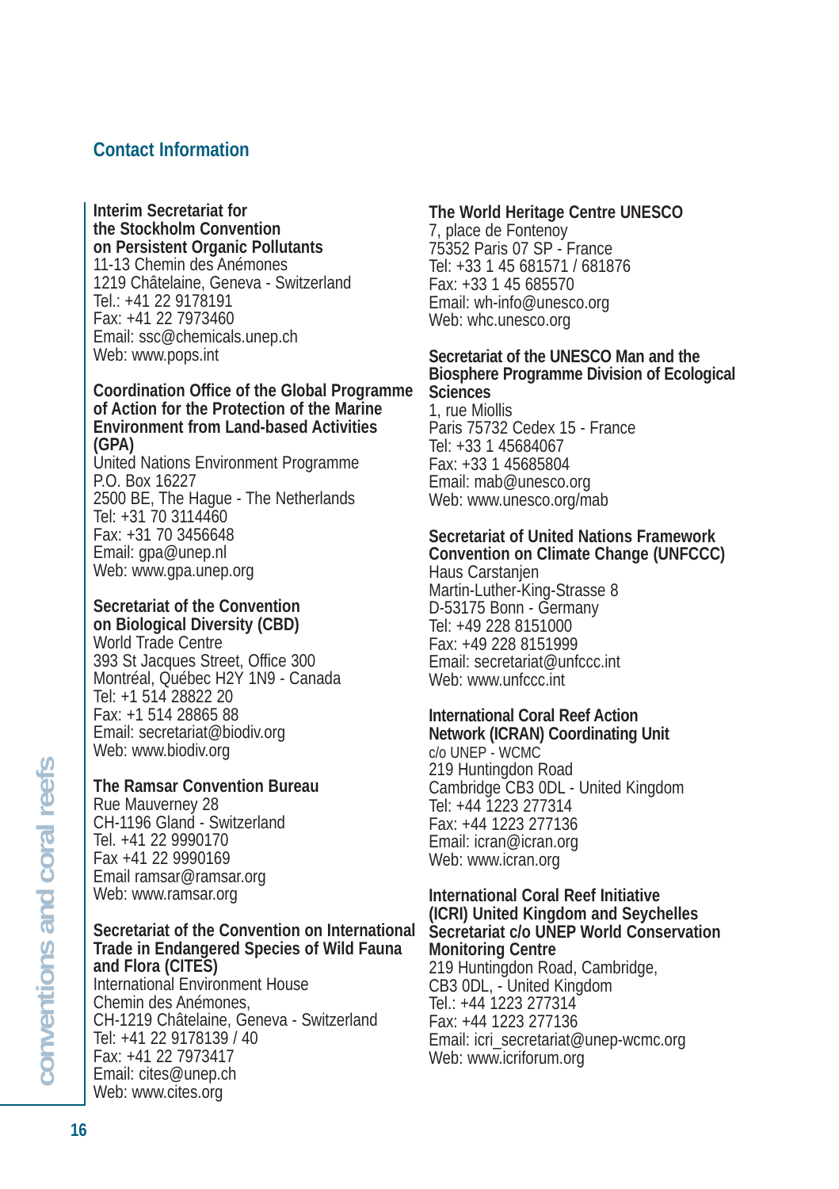## Contact Information

**Interim Secretariat for the Stockholm Convention on Persistent Organic Pollutants**
11-13 Chemin des Anémones
1219 Châtelaine, Geneva - Switzerland
Tel.: +41 22 9178191
Fax: +41 22 7973460
Email: ssc@chemicals.unep.ch
Web: www.pops.int

**Coordination Office of the Global Programme of Action for the Protection of the Marine Environment from Land-based Activities (GPA)**
United Nations Environment Programme
P.O. Box 16227
2500 BE, The Hague - The Netherlands
Tel: +31 70 3114460
Fax: +31 70 3456648
Email: gpa@unep.nl
Web: www.gpa.unep.org

**Secretariat of the Convention on Biological Diversity (CBD)**
World Trade Centre
393 St Jacques Street, Office 300
Montréal, Québec H2Y 1N9 - Canada
Tel: +1 514 28822 20
Fax: +1 514 28865 88
Email: secretariat@biodiv.org
Web: www.biodiv.org

**The Ramsar Convention Bureau**
Rue Mauverney 28
CH-1196 Gland - Switzerland
Tel. +41 22 9990170
Fax +41 22 9990169
Email ramsar@ramsar.org
Web: www.ramsar.org

**Secretariat of the Convention on International Trade in Endangered Species of Wild Fauna and Flora (CITES)**
International Environment House
Chemin des Anémones,
CH-1219 Châtelaine, Geneva - Switzerland
Tel: +41 22 9178139 / 40
Fax: +41 22 7973417
Email: cites@unep.ch
Web: www.cites.org

**The World Heritage Centre UNESCO**
7, place de Fontenoy
75352 Paris 07 SP - France
Tel: +33 1 45 681571 / 681876
Fax: +33 1 45 685570
Email: wh-info@unesco.org
Web: whc.unesco.org

**Secretariat of the UNESCO Man and the Biosphere Programme Division of Ecological Sciences**
1, rue Miollis
Paris 75732 Cedex 15 - France
Tel: +33 1 45684067
Fax: +33 1 45685804
Email: mab@unesco.org
Web: www.unesco.org/mab

**Secretariat of United Nations Framework Convention on Climate Change (UNFCCC)**
Haus Carstanjen
Martin-Luther-King-Strasse 8
D-53175 Bonn - Germany
Tel: +49 228 8151000
Fax: +49 228 8151999
Email: secretariat@unfccc.int
Web: www.unfccc.int

**International Coral Reef Action Network (ICRAN) Coordinating Unit**
c/o UNEP - WCMC
219 Huntingdon Road
Cambridge CB3 0DL - United Kingdom
Tel: +44 1223 277314
Fax: +44 1223 277136
Email: icran@icran.org
Web: www.icran.org

**International Coral Reef Initiative (ICRI) United Kingdom and Seychelles Secretariat c/o UNEP World Conservation Monitoring Centre**
219 Huntingdon Road, Cambridge,
CB3 0DL, - United Kingdom
Tel.: +44 1223 277314
Fax: +44 1223 277136
Email: icri_secretariat@unep-wcmc.org
Web: www.icriforum.org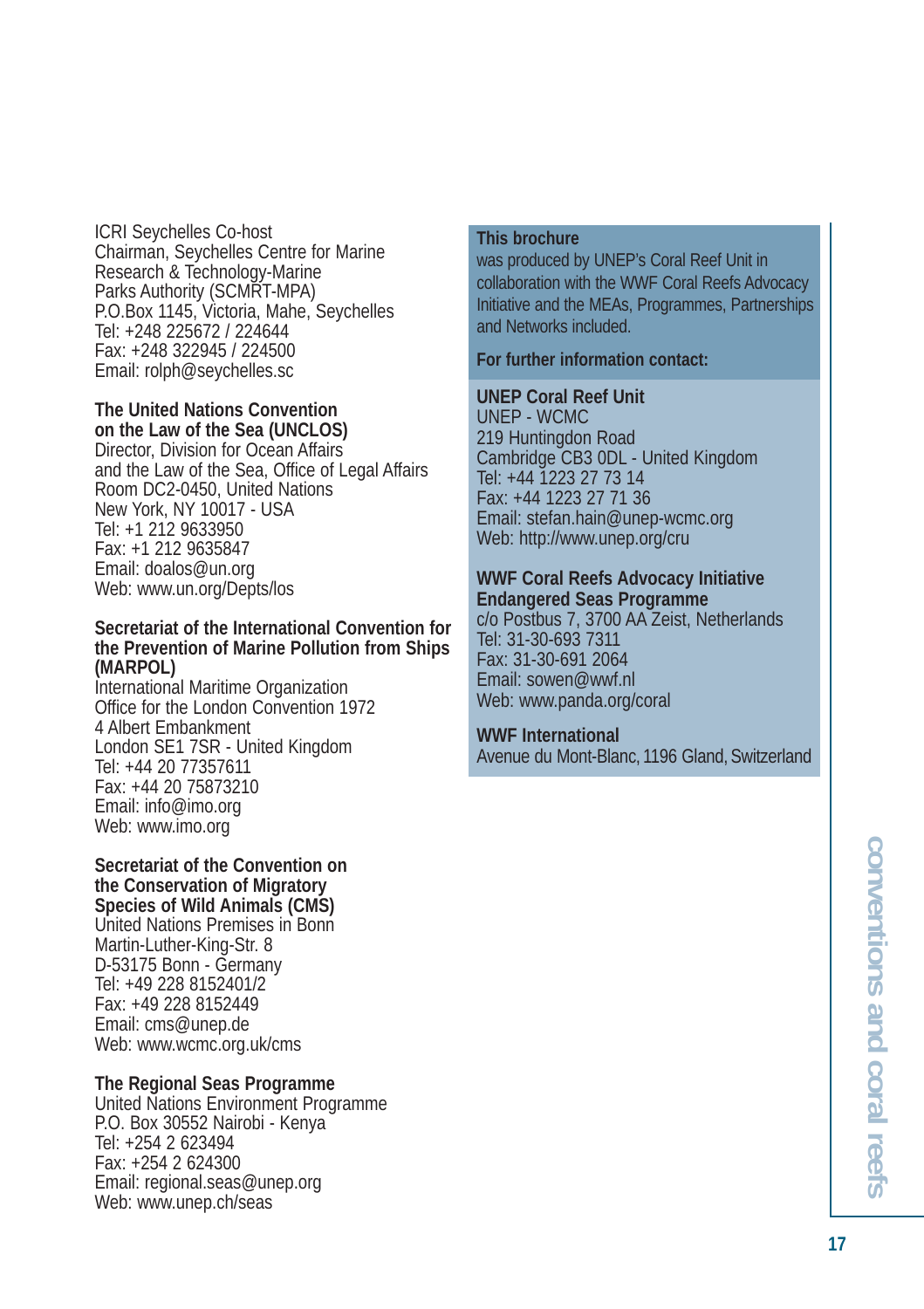ICRI Seychelles Co-host
Chairman, Seychelles Centre for Marine Research & Technology-Marine Parks Authority (SCMRT-MPA)
P.O.Box 1145, Victoria, Mahe, Seychelles
Tel: +248 225672 / 224644
Fax: +248 322945 / 224500
Email: rolph@seychelles.sc

**The United Nations Convention on the Law of the Sea (UNCLOS)**
Director, Division for Ocean Affairs and the Law of the Sea, Office of Legal Affairs
Room DC2-0450, United Nations
New York, NY 10017 - USA
Tel: +1 212 9633950
Fax: +1 212 9635847
Email: doalos@un.org
Web: www.un.org/Depts/los

**Secretariat of the International Convention for the Prevention of Marine Pollution from Ships (MARPOL)**
International Maritime Organization
Office for the London Convention 1972
4 Albert Embankment
London SE1 7SR - United Kingdom
Tel: +44 20 77357611
Fax: +44 20 75873210
Email: info@imo.org
Web: www.imo.org

**Secretariat of the Convention on the Conservation of Migratory Species of Wild Animals (CMS)**
United Nations Premises in Bonn
Martin-Luther-King-Str. 8
D-53175 Bonn - Germany
Tel: +49 228 8152401/2
Fax: +49 228 8152449
Email: cms@unep.de
Web: www.wcmc.org.uk/cms

**The Regional Seas Programme**
United Nations Environment Programme
P.O. Box 30552 Nairobi - Kenya
Tel: +254 2 623494
Fax: +254 2 624300
Email: regional.seas@unep.org
Web: www.unep.ch/seas

**This brochure**
was produced by UNEP's Coral Reef Unit in collaboration with the WWF Coral Reefs Advocacy Initiative and the MEAs, Programmes, Partnerships and Networks included.

**For further information contact:**

**UNEP Coral Reef Unit**
UNEP - WCMC
219 Huntingdon Road
Cambridge CB3 0DL - United Kingdom
Tel: +44 1223 27 73 14
Fax: +44 1223 27 71 36
Email: stefan.hain@unep-wcmc.org
Web: http://www.unep.org/cru

**WWF Coral Reefs Advocacy Initiative Endangered Seas Programme**
c/o Postbus 7, 3700 AA Zeist, Netherlands
Tel: 31-30-693 7311
Fax: 31-30-691 2064
Email: sowen@wwf.nl
Web: www.panda.org/coral

**WWF International**
Avenue du Mont-Blanc, 1196 Gland, Switzerland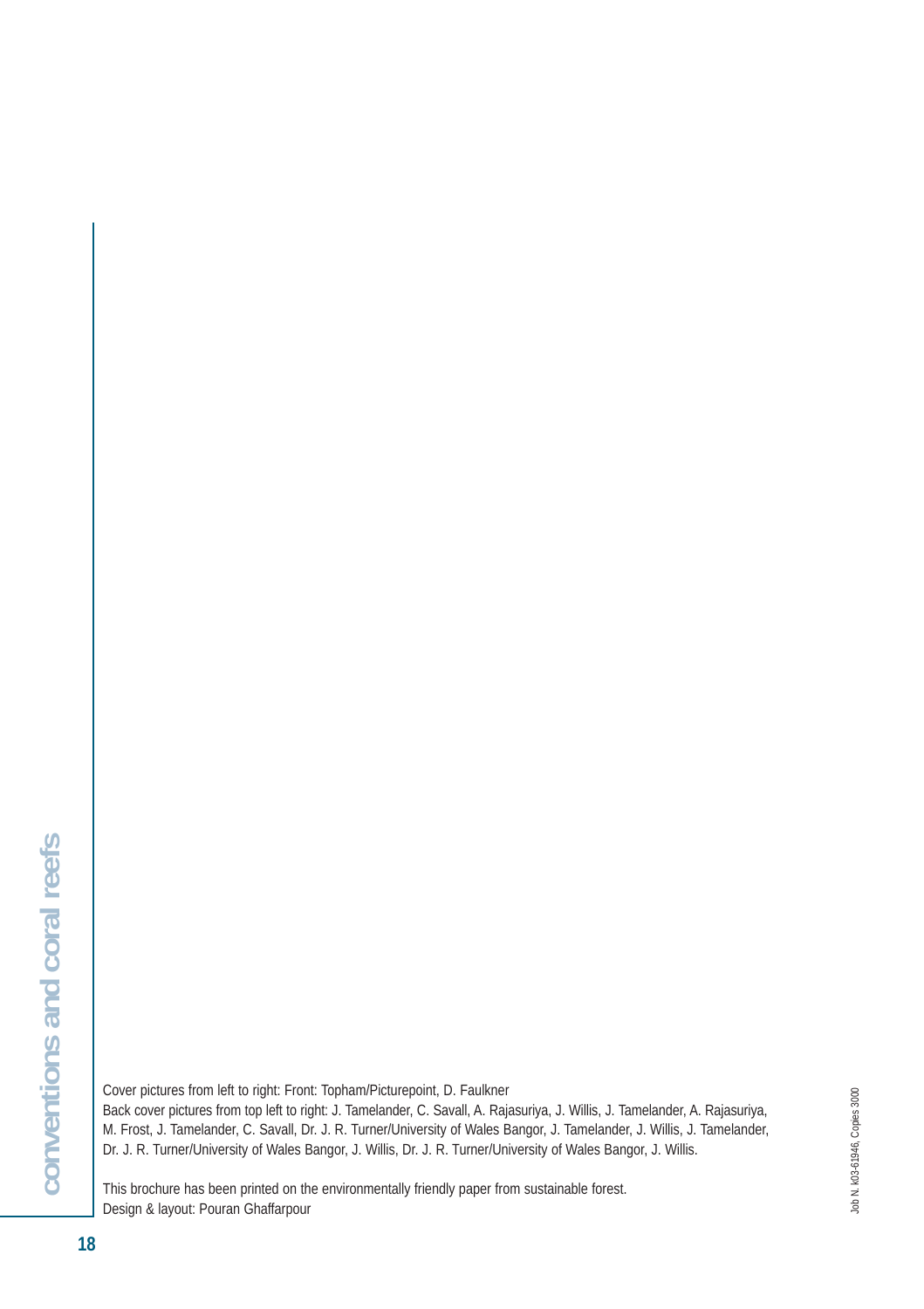Cover pictures from left to right: Front: Topham/Picturepoint, D. Faulkner
Back cover pictures from top left to right: J. Tamelander, C. Savall, A. Rajasuriya, J. Willis, J. Tamelander, A. Rajasuriya, M. Frost, J. Tamelander, C. Savall, Dr. J. R. Turner/University of Wales Bangor, J. Tamelander, J. Willis, J. Tamelander, Dr. J. R. Turner/University of Wales Bangor, J. Willis, Dr. J. R. Turner/University of Wales Bangor, J. Willis.

This brochure has been printed on the environmentally friendly paper from sustainable forest.
Design & layout: Pouran Ghaffarpour

Job N. K03-61946, Copies 3000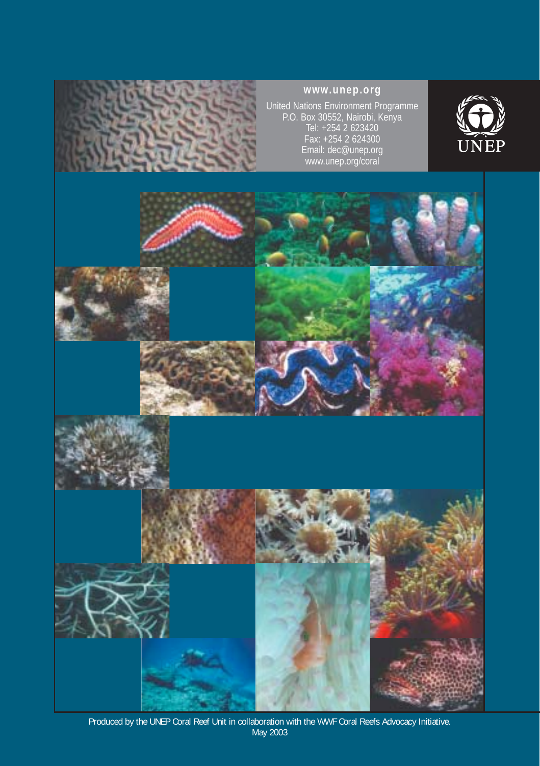**www.unep.org**

United Nations Environment Programme
P.O. Box 30552, Nairobi, Kenya
Tel: +254 2 623420
Fax: +254 2 624300
Email: dec@unep.org
www.unep.org/coral

UNEP

Produced by the UNEP Coral Reef Unit in collaboration with the WWF Coral Reefs Advocacy Initiative.
May 2003